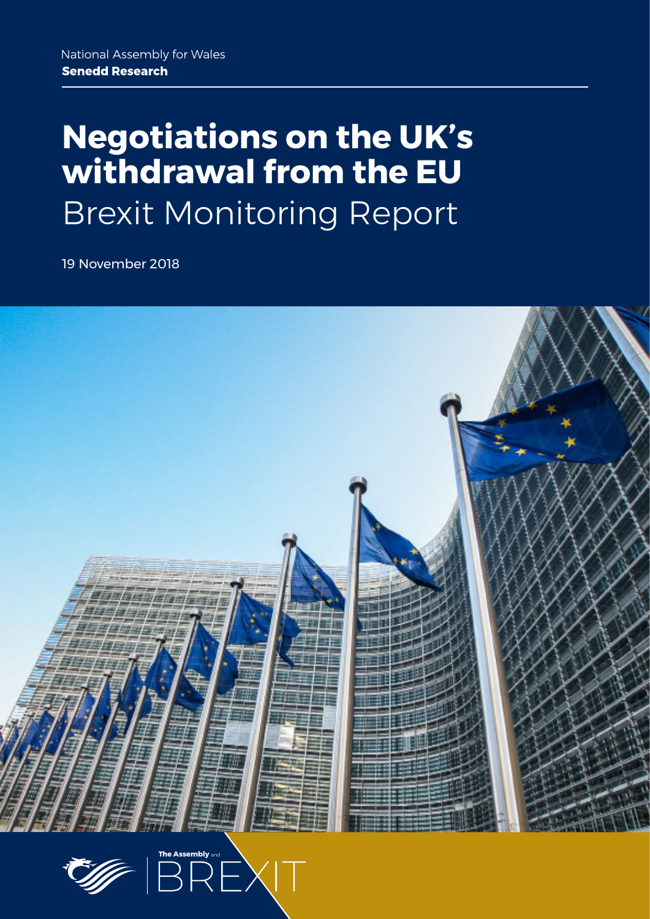National Assembly for Wales

**Senedd Research**

# Negotiations on the UK's withdrawal from the EU

## Brexit Monitoring Report

19 November 2018

The Assembly and BREXIT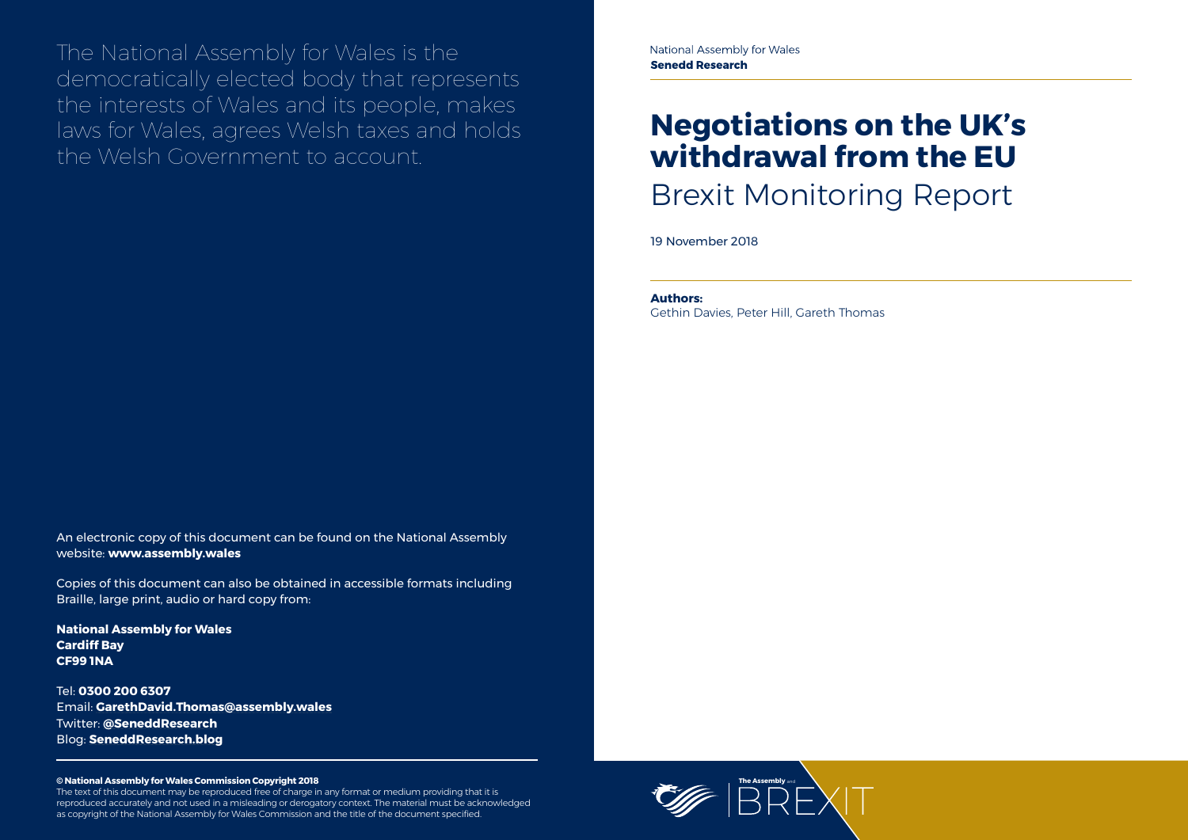The National Assembly for Wales is the democratically elected body that represents the interests of Wales and its people, makes laws for Wales, agrees Welsh taxes and holds the Welsh Government to account.

An electronic copy of this document can be found on the National Assembly website: **www.assembly.wales**

Copies of this document can also be obtained in accessible formats including Braille, large print, audio or hard copy from:

**National Assembly for Wales**
**Cardiff Bay**
**CF99 1NA**

Tel: **0300 200 6307**
Email: **GarethDavid.Thomas@assembly.wales**
Twitter: **@SeneddResearch**
Blog: **SeneddResearch.blog**

**© National Assembly for Wales Commission Copyright 2018**
The text of this document may be reproduced free of charge in any format or medium providing that it is reproduced accurately and not used in a misleading or derogatory context. The material must be acknowledged as copyright of the National Assembly for Wales Commission and the title of the document specified.

National Assembly for Wales
**Senedd Research**

# Negotiations on the UK's withdrawal from the EU

## Brexit Monitoring Report

19 November 2018

**Authors:**
Gethin Davies, Peter Hill, Gareth Thomas

The Assembly and BREXIT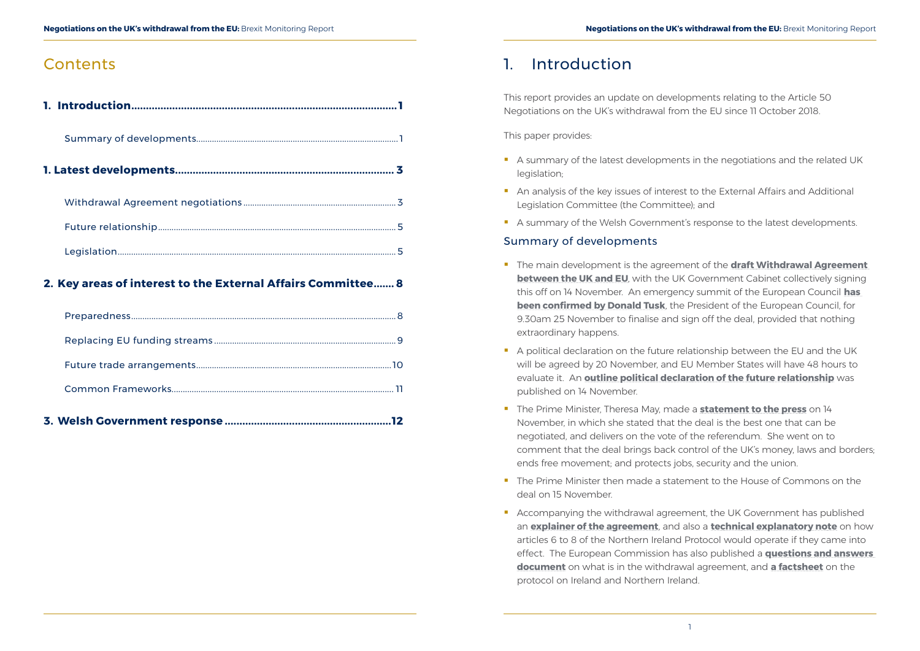# Contents

**1. Introduction........................................................................................1**

Summary of developments........................................................................................1

**1. Latest developments........................................................................ 3**

Withdrawal Agreement negotiations.................................................................... 3

Future relationship........................................................................................................ 5

Legislation............................................................................................................................ 5

**2. Key areas of interest to the External Affairs Committee....... 8**

Preparedness....................................................................................................................... 8

Replacing EU funding streams................................................................................ 9

Future trade arrangements.......................................................................................10

Common Frameworks.................................................................................................. 11

**3. Welsh Government response ........................................................12**

# 1. Introduction

This report provides an update on developments relating to the Article 50 Negotiations on the UK's withdrawal from the EU since 11 October 2018.

This paper provides:

- A summary of the latest developments in the negotiations and the related UK legislation;
- An analysis of the key issues of interest to the External Affairs and Additional Legislation Committee (the Committee); and
- A summary of the Welsh Government's response to the latest developments.

## Summary of developments

- The main development is the agreement of the **draft Withdrawal Agreement between the UK and EU**, with the UK Government Cabinet collectively signing this off on 14 November. An emergency summit of the European Council **has been confirmed by Donald Tusk**, the President of the European Council, for 9.30am 25 November to finalise and sign off the deal, provided that nothing extraordinary happens.
- A political declaration on the future relationship between the EU and the UK will be agreed by 20 November, and EU Member States will have 48 hours to evaluate it. An **outline political declaration of the future relationship** was published on 14 November.
- The Prime Minister, Theresa May, made a **statement to the press** on 14 November, in which she stated that the deal is the best one that can be negotiated, and delivers on the vote of the referendum. She went on to comment that the deal brings back control of the UK's money, laws and borders; ends free movement; and protects jobs, security and the union.
- The Prime Minister then made a statement to the House of Commons on the deal on 15 November.
- Accompanying the withdrawal agreement, the UK Government has published an **explainer of the agreement**, and also a **technical explanatory note** on how articles 6 to 8 of the Northern Ireland Protocol would operate if they came into effect. The European Commission has also published a **questions and answers document** on what is in the withdrawal agreement, and **a factsheet** on the protocol on Ireland and Northern Ireland.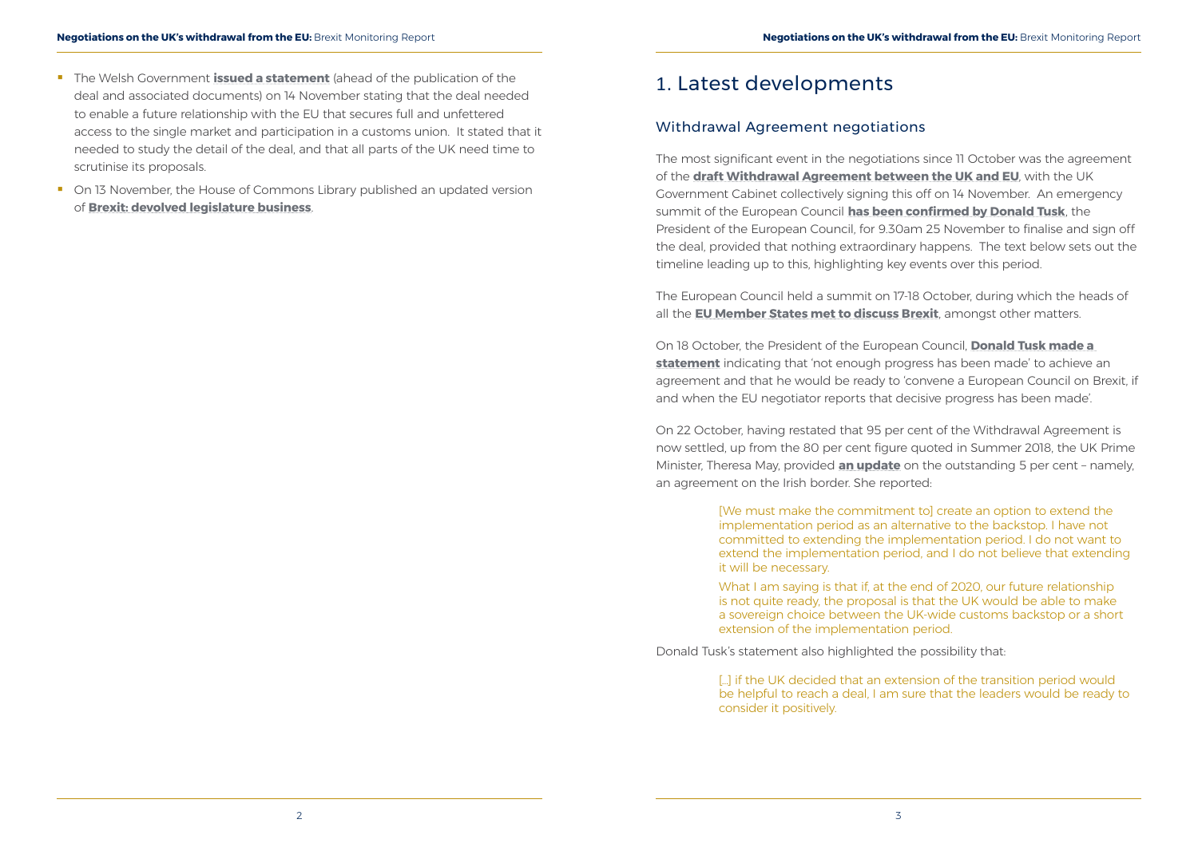- The Welsh Government **issued a statement** (ahead of the publication of the deal and associated documents) on 14 November stating that the deal needed to enable a future relationship with the EU that secures full and unfettered access to the single market and participation in a customs union. It stated that it needed to study the detail of the deal, and that all parts of the UK need time to scrutinise its proposals.
- On 13 November, the House of Commons Library published an updated version of **Brexit: devolved legislature business**.

# 1. Latest developments

## Withdrawal Agreement negotiations

The most significant event in the negotiations since 11 October was the agreement of the **draft Withdrawal Agreement between the UK and EU**, with the UK Government Cabinet collectively signing this off on 14 November. An emergency summit of the European Council **has been confirmed by Donald Tusk**, the President of the European Council, for 9.30am 25 November to finalise and sign off the deal, provided that nothing extraordinary happens. The text below sets out the timeline leading up to this, highlighting key events over this period.

The European Council held a summit on 17-18 October, during which the heads of all the **EU Member States met to discuss Brexit**, amongst other matters.

On 18 October, the President of the European Council, **Donald Tusk made a statement** indicating that 'not enough progress has been made' to achieve an agreement and that he would be ready to 'convene a European Council on Brexit, if and when the EU negotiator reports that decisive progress has been made'.

On 22 October, having restated that 95 per cent of the Withdrawal Agreement is now settled, up from the 80 per cent figure quoted in Summer 2018, the UK Prime Minister, Theresa May, provided **an update** on the outstanding 5 per cent – namely, an agreement on the Irish border. She reported:

> [We must make the commitment to] create an option to extend the implementation period as an alternative to the backstop. I have not committed to extending the implementation period. I do not want to extend the implementation period, and I do not believe that extending it will be necessary.
>
> What I am saying is that if, at the end of 2020, our future relationship is not quite ready, the proposal is that the UK would be able to make a sovereign choice between the UK-wide customs backstop or a short extension of the implementation period.

Donald Tusk's statement also highlighted the possibility that:

> [...] if the UK decided that an extension of the transition period would be helpful to reach a deal, I am sure that the leaders would be ready to consider it positively.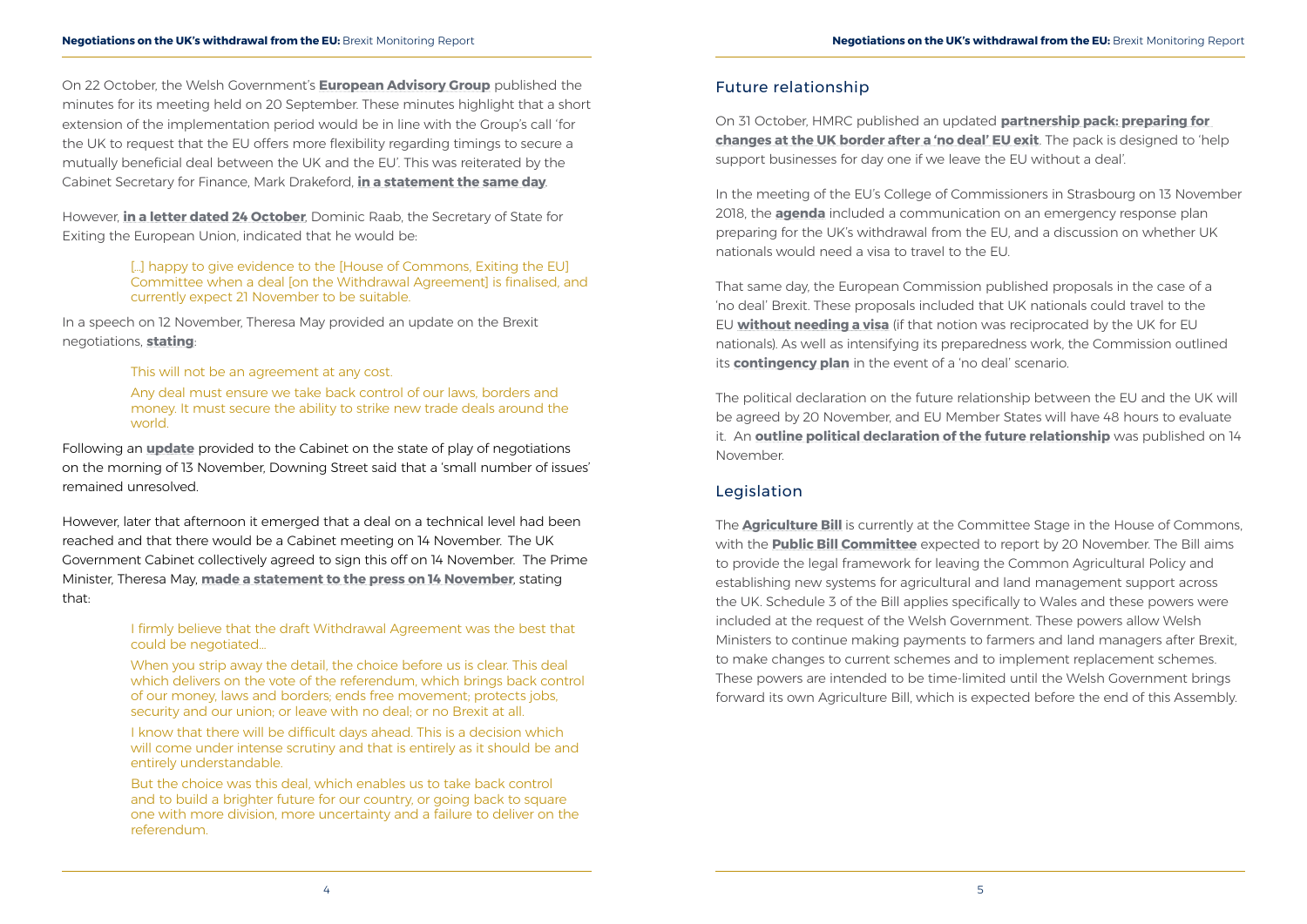On 22 October, the Welsh Government's **European Advisory Group** published the minutes for its meeting held on 20 September. These minutes highlight that a short extension of the implementation period would be in line with the Group's call 'for the UK to request that the EU offers more flexibility regarding timings to secure a mutually beneficial deal between the UK and the EU'. This was reiterated by the Cabinet Secretary for Finance, Mark Drakeford, **in a statement the same day**.

However, **in a letter dated 24 October**, Dominic Raab, the Secretary of State for Exiting the European Union, indicated that he would be:

> [...] happy to give evidence to the [House of Commons, Exiting the EU] Committee when a deal [on the Withdrawal Agreement] is finalised, and currently expect 21 November to be suitable.

In a speech on 12 November, Theresa May provided an update on the Brexit negotiations, **stating**:

> This will not be an agreement at any cost.
>
> Any deal must ensure we take back control of our laws, borders and money. It must secure the ability to strike new trade deals around the world.

Following an **update** provided to the Cabinet on the state of play of negotiations on the morning of 13 November, Downing Street said that a 'small number of issues' remained unresolved.

However, later that afternoon it emerged that a deal on a technical level had been reached and that there would be a Cabinet meeting on 14 November. The UK Government Cabinet collectively agreed to sign this off on 14 November. The Prime Minister, Theresa May, **made a statement to the press on 14 November**, stating that:

> I firmly believe that the draft Withdrawal Agreement was the best that could be negotiated...
>
> When you strip away the detail, the choice before us is clear. This deal which delivers on the vote of the referendum, which brings back control of our money, laws and borders; ends free movement; protects jobs, security and our union; or leave with no deal; or no Brexit at all.
>
> I know that there will be difficult days ahead. This is a decision which will come under intense scrutiny and that is entirely as it should be and entirely understandable.
>
> But the choice was this deal, which enables us to take back control and to build a brighter future for our country, or going back to square one with more division, more uncertainty and a failure to deliver on the referendum.

## Future relationship

On 31 October, HMRC published an updated **partnership pack: preparing for changes at the UK border after a 'no deal' EU exit**. The pack is designed to 'help support businesses for day one if we leave the EU without a deal'.

In the meeting of the EU's College of Commissioners in Strasbourg on 13 November 2018, the **agenda** included a communication on an emergency response plan preparing for the UK's withdrawal from the EU, and a discussion on whether UK nationals would need a visa to travel to the EU.

That same day, the European Commission published proposals in the case of a 'no deal' Brexit. These proposals included that UK nationals could travel to the EU **without needing a visa** (if that notion was reciprocated by the UK for EU nationals). As well as intensifying its preparedness work, the Commission outlined its **contingency plan** in the event of a 'no deal' scenario.

The political declaration on the future relationship between the EU and the UK will be agreed by 20 November, and EU Member States will have 48 hours to evaluate it. An **outline political declaration of the future relationship** was published on 14 November.

## Legislation

The **Agriculture Bill** is currently at the Committee Stage in the House of Commons, with the **Public Bill Committee** expected to report by 20 November. The Bill aims to provide the legal framework for leaving the Common Agricultural Policy and establishing new systems for agricultural and land management support across the UK. Schedule 3 of the Bill applies specifically to Wales and these powers were included at the request of the Welsh Government. These powers allow Welsh Ministers to continue making payments to farmers and land managers after Brexit, to make changes to current schemes and to implement replacement schemes. These powers are intended to be time-limited until the Welsh Government brings forward its own Agriculture Bill, which is expected before the end of this Assembly.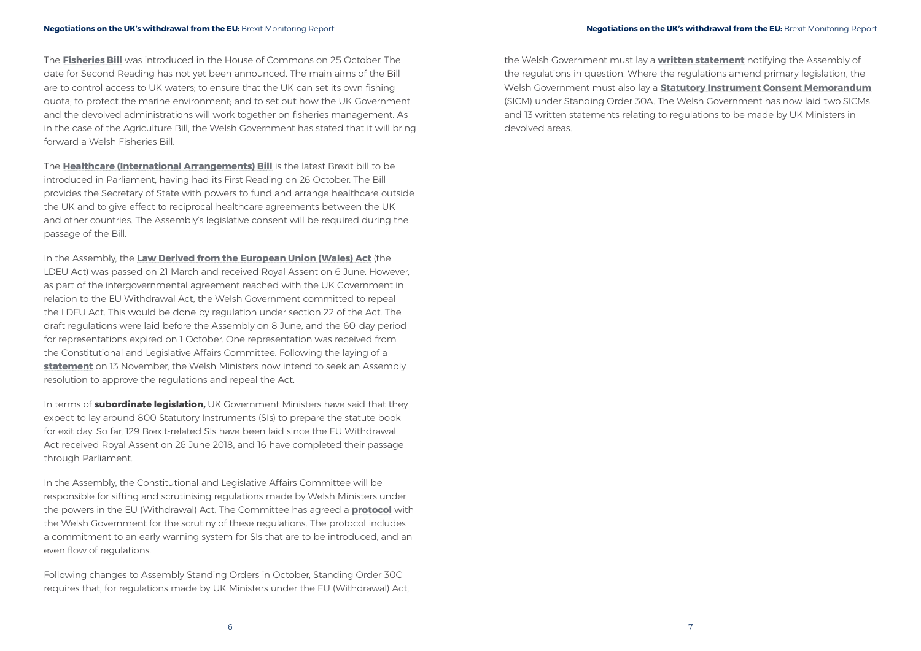The **Fisheries Bill** was introduced in the House of Commons on 25 October. The date for Second Reading has not yet been announced. The main aims of the Bill are to control access to UK waters; to ensure that the UK can set its own fishing quota; to protect the marine environment; and to set out how the UK Government and the devolved administrations will work together on fisheries management. As in the case of the Agriculture Bill, the Welsh Government has stated that it will bring forward a Welsh Fisheries Bill.

The **Healthcare (International Arrangements) Bill** is the latest Brexit bill to be introduced in Parliament, having had its First Reading on 26 October. The Bill provides the Secretary of State with powers to fund and arrange healthcare outside the UK and to give effect to reciprocal healthcare agreements between the UK and other countries. The Assembly's legislative consent will be required during the passage of the Bill.

In the Assembly, the **Law Derived from the European Union (Wales) Act** (the LDEU Act) was passed on 21 March and received Royal Assent on 6 June. However, as part of the intergovernmental agreement reached with the UK Government in relation to the EU Withdrawal Act, the Welsh Government committed to repeal the LDEU Act. This would be done by regulation under section 22 of the Act. The draft regulations were laid before the Assembly on 8 June, and the 60-day period for representations expired on 1 October. One representation was received from the Constitutional and Legislative Affairs Committee. Following the laying of a **statement** on 13 November, the Welsh Ministers now intend to seek an Assembly resolution to approve the regulations and repeal the Act.

In terms of **subordinate legislation,** UK Government Ministers have said that they expect to lay around 800 Statutory Instruments (SIs) to prepare the statute book for exit day. So far, 129 Brexit-related SIs have been laid since the EU Withdrawal Act received Royal Assent on 26 June 2018, and 16 have completed their passage through Parliament.

In the Assembly, the Constitutional and Legislative Affairs Committee will be responsible for sifting and scrutinising regulations made by Welsh Ministers under the powers in the EU (Withdrawal) Act. The Committee has agreed a **protocol** with the Welsh Government for the scrutiny of these regulations. The protocol includes a commitment to an early warning system for SIs that are to be introduced, and an even flow of regulations.

Following changes to Assembly Standing Orders in October, Standing Order 30C requires that, for regulations made by UK Ministers under the EU (Withdrawal) Act, the Welsh Government must lay a **written statement** notifying the Assembly of the regulations in question. Where the regulations amend primary legislation, the Welsh Government must also lay a **Statutory Instrument Consent Memorandum** (SICM) under Standing Order 30A. The Welsh Government has now laid two SICMs and 13 written statements relating to regulations to be made by UK Ministers in devolved areas.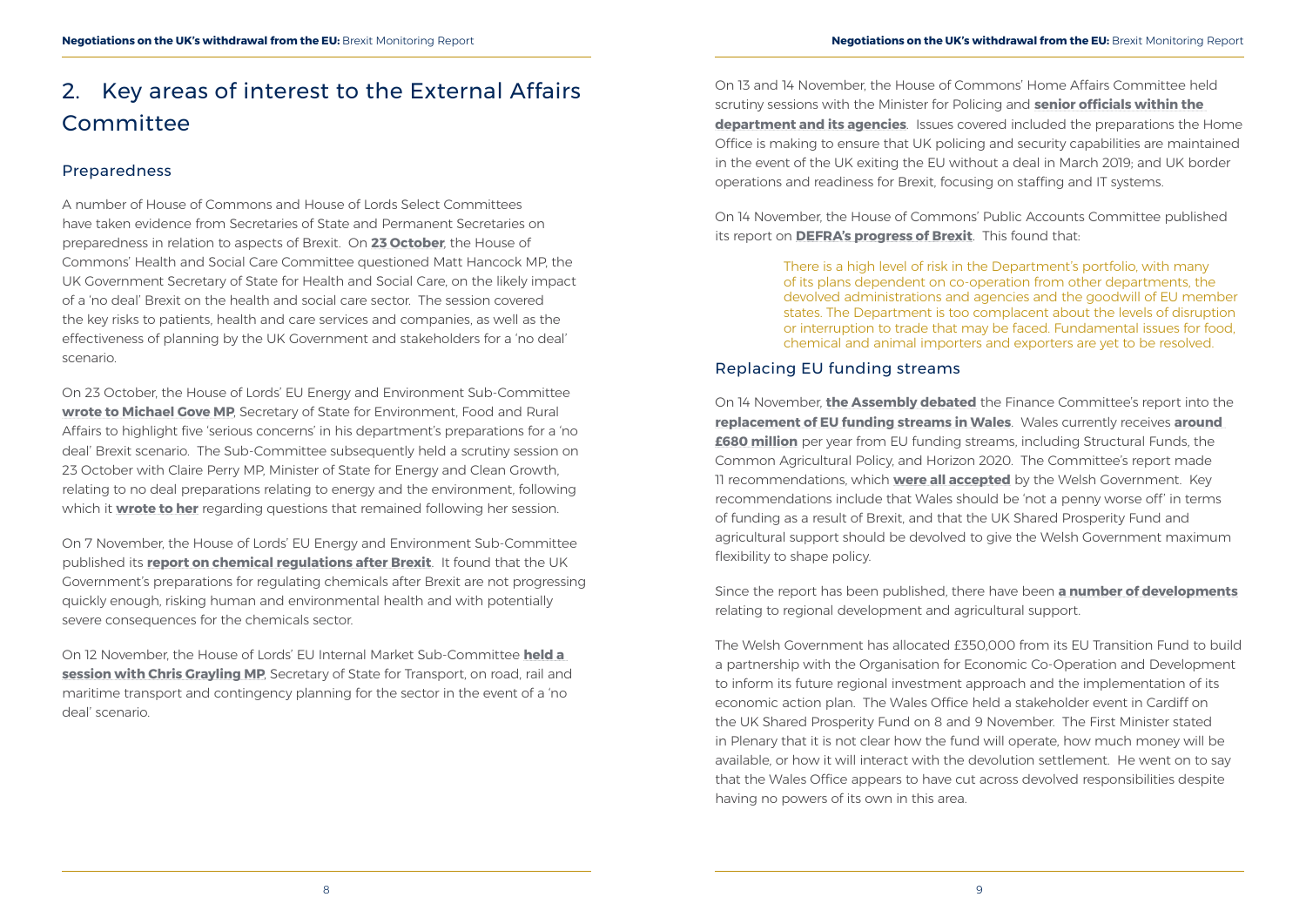## 2. Key areas of interest to the External Affairs Committee

### Preparedness

A number of House of Commons and House of Lords Select Committees have taken evidence from Secretaries of State and Permanent Secretaries on preparedness in relation to aspects of Brexit. On **23 October**, the House of Commons' Health and Social Care Committee questioned Matt Hancock MP, the UK Government Secretary of State for Health and Social Care, on the likely impact of a 'no deal' Brexit on the health and social care sector. The session covered the key risks to patients, health and care services and companies, as well as the effectiveness of planning by the UK Government and stakeholders for a 'no deal' scenario.

On 23 October, the House of Lords' EU Energy and Environment Sub-Committee **wrote to Michael Gove MP**, Secretary of State for Environment, Food and Rural Affairs to highlight five 'serious concerns' in his department's preparations for a 'no deal' Brexit scenario. The Sub-Committee subsequently held a scrutiny session on 23 October with Claire Perry MP, Minister of State for Energy and Clean Growth, relating to no deal preparations relating to energy and the environment, following which it **wrote to her** regarding questions that remained following her session.

On 7 November, the House of Lords' EU Energy and Environment Sub-Committee published its **report on chemical regulations after Brexit**. It found that the UK Government's preparations for regulating chemicals after Brexit are not progressing quickly enough, risking human and environmental health and with potentially severe consequences for the chemicals sector.

On 12 November, the House of Lords' EU Internal Market Sub-Committee **held a session with Chris Grayling MP**, Secretary of State for Transport, on road, rail and maritime transport and contingency planning for the sector in the event of a 'no deal' scenario.

On 13 and 14 November, the House of Commons' Home Affairs Committee held scrutiny sessions with the Minister for Policing and **senior officials within the department and its agencies**. Issues covered included the preparations the Home Office is making to ensure that UK policing and security capabilities are maintained in the event of the UK exiting the EU without a deal in March 2019; and UK border operations and readiness for Brexit, focusing on staffing and IT systems.

On 14 November, the House of Commons' Public Accounts Committee published its report on **DEFRA's progress of Brexit**. This found that:

> There is a high level of risk in the Department's portfolio, with many of its plans dependent on co-operation from other departments, the devolved administrations and agencies and the goodwill of EU member states. The Department is too complacent about the levels of disruption or interruption to trade that may be faced. Fundamental issues for food, chemical and animal importers and exporters are yet to be resolved.

### Replacing EU funding streams

On 14 November, **the Assembly debated** the Finance Committee's report into the **replacement of EU funding streams in Wales**. Wales currently receives **around £680 million** per year from EU funding streams, including Structural Funds, the Common Agricultural Policy, and Horizon 2020. The Committee's report made 11 recommendations, which **were all accepted** by the Welsh Government. Key recommendations include that Wales should be 'not a penny worse off' in terms of funding as a result of Brexit, and that the UK Shared Prosperity Fund and agricultural support should be devolved to give the Welsh Government maximum flexibility to shape policy.

Since the report has been published, there have been **a number of developments** relating to regional development and agricultural support.

The Welsh Government has allocated £350,000 from its EU Transition Fund to build a partnership with the Organisation for Economic Co-Operation and Development to inform its future regional investment approach and the implementation of its economic action plan. The Wales Office held a stakeholder event in Cardiff on the UK Shared Prosperity Fund on 8 and 9 November. The First Minister stated in Plenary that it is not clear how the fund will operate, how much money will be available, or how it will interact with the devolution settlement. He went on to say that the Wales Office appears to have cut across devolved responsibilities despite having no powers of its own in this area.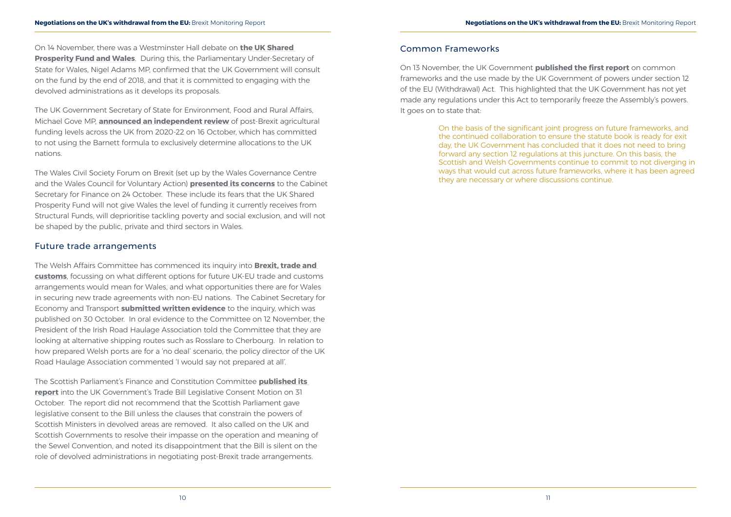On 14 November, there was a Westminster Hall debate on **the UK Shared Prosperity Fund and Wales**. During this, the Parliamentary Under-Secretary of State for Wales, Nigel Adams MP, confirmed that the UK Government will consult on the fund by the end of 2018, and that it is committed to engaging with the devolved administrations as it develops its proposals.

The UK Government Secretary of State for Environment, Food and Rural Affairs, Michael Gove MP, **announced an independent review** of post-Brexit agricultural funding levels across the UK from 2020-22 on 16 October, which has committed to not using the Barnett formula to exclusively determine allocations to the UK nations.

The Wales Civil Society Forum on Brexit (set up by the Wales Governance Centre and the Wales Council for Voluntary Action) **presented its concerns** to the Cabinet Secretary for Finance on 24 October. These include its fears that the UK Shared Prosperity Fund will not give Wales the level of funding it currently receives from Structural Funds, will deprioritise tackling poverty and social exclusion, and will not be shaped by the public, private and third sectors in Wales.

## Future trade arrangements

The Welsh Affairs Committee has commenced its inquiry into **Brexit, trade and customs**, focussing on what different options for future UK-EU trade and customs arrangements would mean for Wales, and what opportunities there are for Wales in securing new trade agreements with non-EU nations. The Cabinet Secretary for Economy and Transport **submitted written evidence** to the inquiry, which was published on 30 October. In oral evidence to the Committee on 12 November, the President of the Irish Road Haulage Association told the Committee that they are looking at alternative shipping routes such as Rosslare to Cherbourg. In relation to how prepared Welsh ports are for a 'no deal' scenario, the policy director of the UK Road Haulage Association commented 'I would say not prepared at all'.

The Scottish Parliament's Finance and Constitution Committee **published its report** into the UK Government's Trade Bill Legislative Consent Motion on 31 October. The report did not recommend that the Scottish Parliament gave legislative consent to the Bill unless the clauses that constrain the powers of Scottish Ministers in devolved areas are removed. It also called on the UK and Scottish Governments to resolve their impasse on the operation and meaning of the Sewel Convention, and noted its disappointment that the Bill is silent on the role of devolved administrations in negotiating post-Brexit trade arrangements.

## Common Frameworks

On 13 November, the UK Government **published the first report** on common frameworks and the use made by the UK Government of powers under section 12 of the EU (Withdrawal) Act. This highlighted that the UK Government has not yet made any regulations under this Act to temporarily freeze the Assembly's powers. It goes on to state that:

> On the basis of the significant joint progress on future frameworks, and the continued collaboration to ensure the statute book is ready for exit day, the UK Government has concluded that it does not need to bring forward any section 12 regulations at this juncture. On this basis, the Scottish and Welsh Governments continue to commit to not diverging in ways that would cut across future frameworks, where it has been agreed they are necessary or where discussions continue.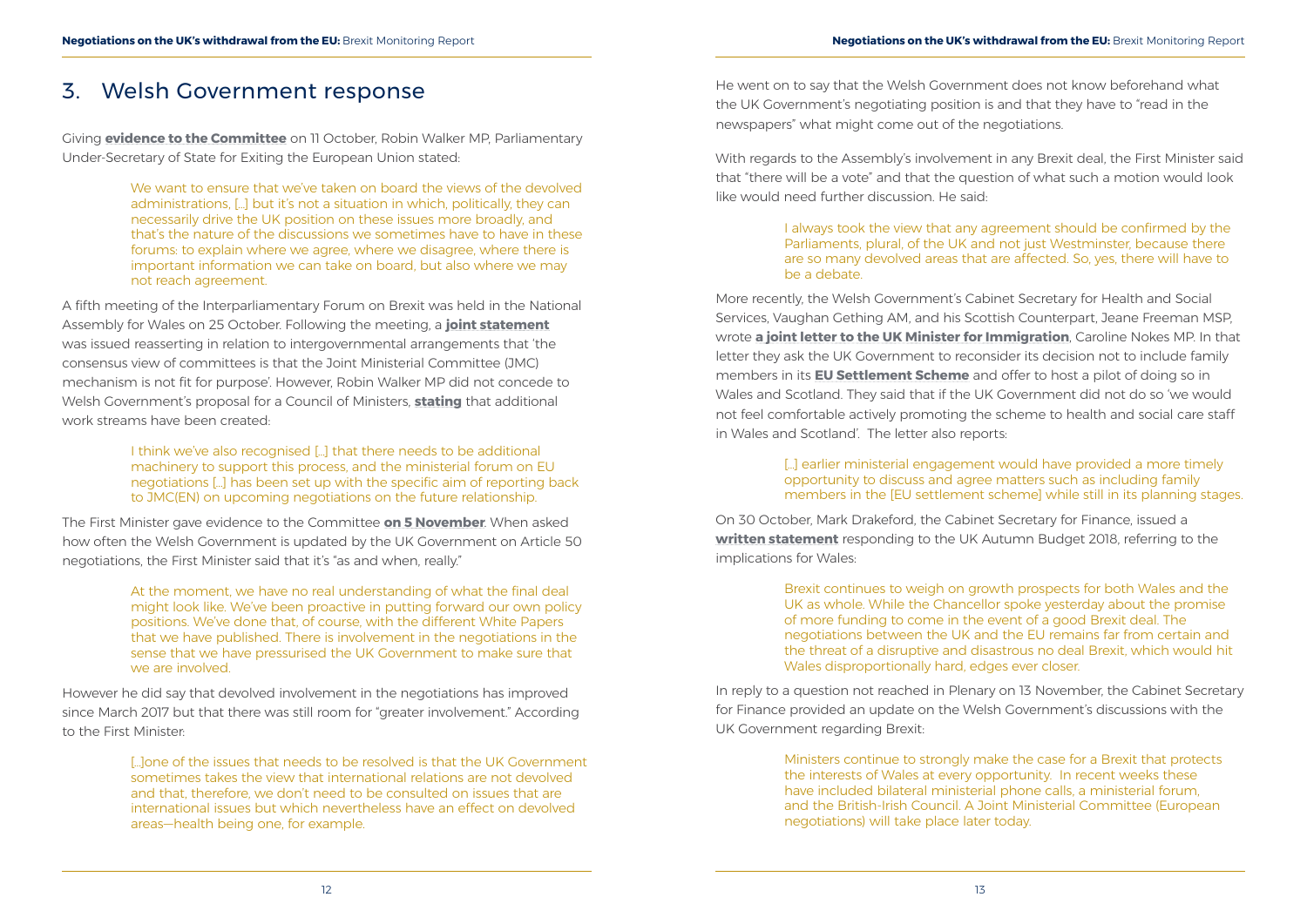# 3. Welsh Government response

Giving **evidence to the Committee** on 11 October, Robin Walker MP, Parliamentary Under-Secretary of State for Exiting the European Union stated:

> We want to ensure that we've taken on board the views of the devolved administrations, […] but it's not a situation in which, politically, they can necessarily drive the UK position on these issues more broadly, and that's the nature of the discussions we sometimes have to have in these forums: to explain where we agree, where we disagree, where there is important information we can take on board, but also where we may not reach agreement.

A fifth meeting of the Interparliamentary Forum on Brexit was held in the National Assembly for Wales on 25 October. Following the meeting, a **joint statement** was issued reasserting in relation to intergovernmental arrangements that 'the consensus view of committees is that the Joint Ministerial Committee (JMC) mechanism is not fit for purpose'. However, Robin Walker MP did not concede to Welsh Government's proposal for a Council of Ministers, **stating** that additional work streams have been created:

> I think we've also recognised […] that there needs to be additional machinery to support this process, and the ministerial forum on EU negotiations […] has been set up with the specific aim of reporting back to JMC(EN) on upcoming negotiations on the future relationship.

The First Minister gave evidence to the Committee **on 5 November**. When asked how often the Welsh Government is updated by the UK Government on Article 50 negotiations, the First Minister said that it's "as and when, really."

> At the moment, we have no real understanding of what the final deal might look like. We've been proactive in putting forward our own policy positions. We've done that, of course, with the different White Papers that we have published. There is involvement in the negotiations in the sense that we have pressurised the UK Government to make sure that we are involved.

However he did say that devolved involvement in the negotiations has improved since March 2017 but that there was still room for "greater involvement." According to the First Minister:

> […]one of the issues that needs to be resolved is that the UK Government sometimes takes the view that international relations are not devolved and that, therefore, we don't need to be consulted on issues that are international issues but which nevertheless have an effect on devolved areas—health being one, for example.

He went on to say that the Welsh Government does not know beforehand what the UK Government's negotiating position is and that they have to "read in the newspapers" what might come out of the negotiations.

With regards to the Assembly's involvement in any Brexit deal, the First Minister said that "there will be a vote" and that the question of what such a motion would look like would need further discussion. He said:

> I always took the view that any agreement should be confirmed by the Parliaments, plural, of the UK and not just Westminster, because there are so many devolved areas that are affected. So, yes, there will have to be a debate.

More recently, the Welsh Government's Cabinet Secretary for Health and Social Services, Vaughan Gething AM, and his Scottish Counterpart, Jeane Freeman MSP, wrote **a joint letter to the UK Minister for Immigration**, Caroline Nokes MP. In that letter they ask the UK Government to reconsider its decision not to include family members in its **EU Settlement Scheme** and offer to host a pilot of doing so in Wales and Scotland. They said that if the UK Government did not do so 'we would not feel comfortable actively promoting the scheme to health and social care staff in Wales and Scotland'. The letter also reports:

> […] earlier ministerial engagement would have provided a more timely opportunity to discuss and agree matters such as including family members in the [EU settlement scheme] while still in its planning stages.

On 30 October, Mark Drakeford, the Cabinet Secretary for Finance, issued a **written statement** responding to the UK Autumn Budget 2018, referring to the implications for Wales:

> Brexit continues to weigh on growth prospects for both Wales and the UK as whole. While the Chancellor spoke yesterday about the promise of more funding to come in the event of a good Brexit deal. The negotiations between the UK and the EU remains far from certain and the threat of a disruptive and disastrous no deal Brexit, which would hit Wales disproportionally hard, edges ever closer.

In reply to a question not reached in Plenary on 13 November, the Cabinet Secretary for Finance provided an update on the Welsh Government's discussions with the UK Government regarding Brexit:

> Ministers continue to strongly make the case for a Brexit that protects the interests of Wales at every opportunity. In recent weeks these have included bilateral ministerial phone calls, a ministerial forum, and the British-Irish Council. A Joint Ministerial Committee (European negotiations) will take place later today.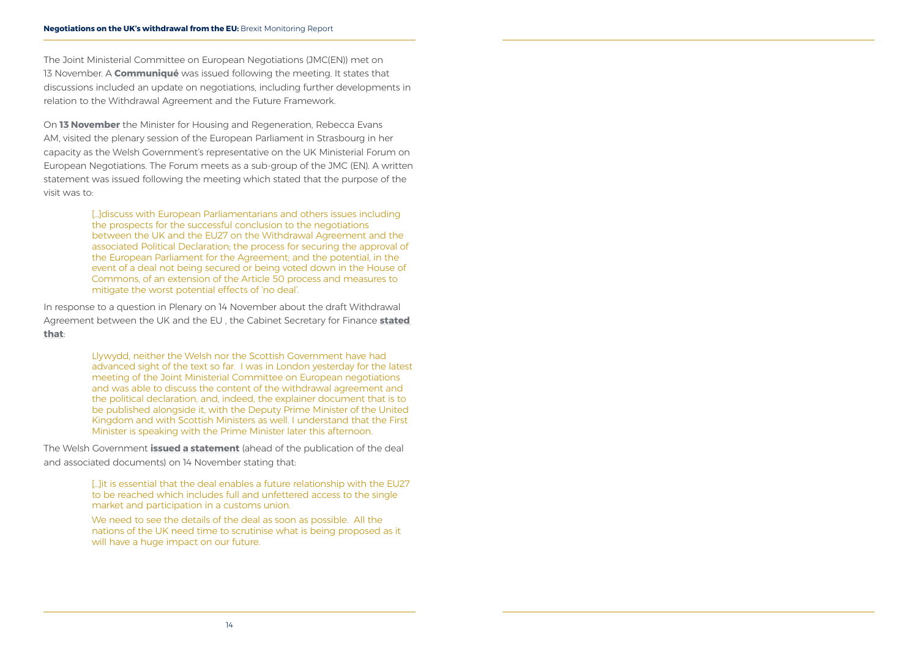The Joint Ministerial Committee on European Negotiations (JMC(EN)) met on 13 November. A **Communiqué** was issued following the meeting. It states that discussions included an update on negotiations, including further developments in relation to the Withdrawal Agreement and the Future Framework.

On **13 November** the Minister for Housing and Regeneration, Rebecca Evans AM, visited the plenary session of the European Parliament in Strasbourg in her capacity as the Welsh Government's representative on the UK Ministerial Forum on European Negotiations. The Forum meets as a sub-group of the JMC (EN). A written statement was issued following the meeting which stated that the purpose of the visit was to:

> [...]discuss with European Parliamentarians and others issues including the prospects for the successful conclusion to the negotiations between the UK and the EU27 on the Withdrawal Agreement and the associated Political Declaration; the process for securing the approval of the European Parliament for the Agreement; and the potential, in the event of a deal not being secured or being voted down in the House of Commons, of an extension of the Article 50 process and measures to mitigate the worst potential effects of 'no deal'.

In response to a question in Plenary on 14 November about the draft Withdrawal Agreement between the UK and the EU , the Cabinet Secretary for Finance **stated that**:

> Llywydd, neither the Welsh nor the Scottish Government have had advanced sight of the text so far. I was in London yesterday for the latest meeting of the Joint Ministerial Committee on European negotiations and was able to discuss the content of the withdrawal agreement and the political declaration, and, indeed, the explainer document that is to be published alongside it, with the Deputy Prime Minister of the United Kingdom and with Scottish Ministers as well. I understand that the First Minister is speaking with the Prime Minister later this afternoon.

The Welsh Government **issued a statement** (ahead of the publication of the deal and associated documents) on 14 November stating that:

> [...]it is essential that the deal enables a future relationship with the EU27 to be reached which includes full and unfettered access to the single market and participation in a customs union.
>
> We need to see the details of the deal as soon as possible. All the nations of the UK need time to scrutinise what is being proposed as it will have a huge impact on our future.